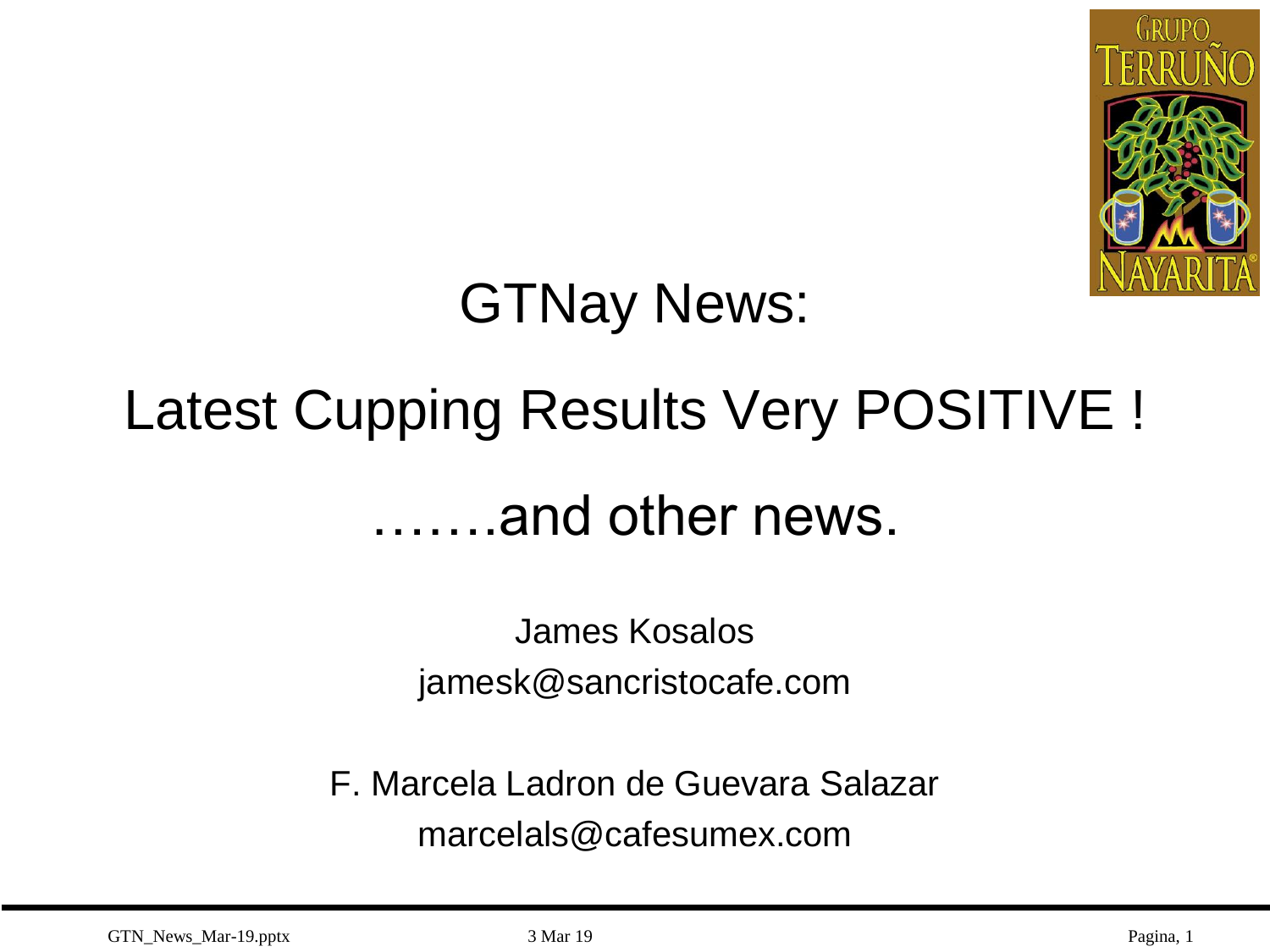# GTNay News:

# Latest Cupping Results Very POSITIVE !

## …….and other news.

James Kosalos
jamesk@sancristocafe.com

F. Marcela Ladron de Guevara Salazar
marcelals@cafesumex.com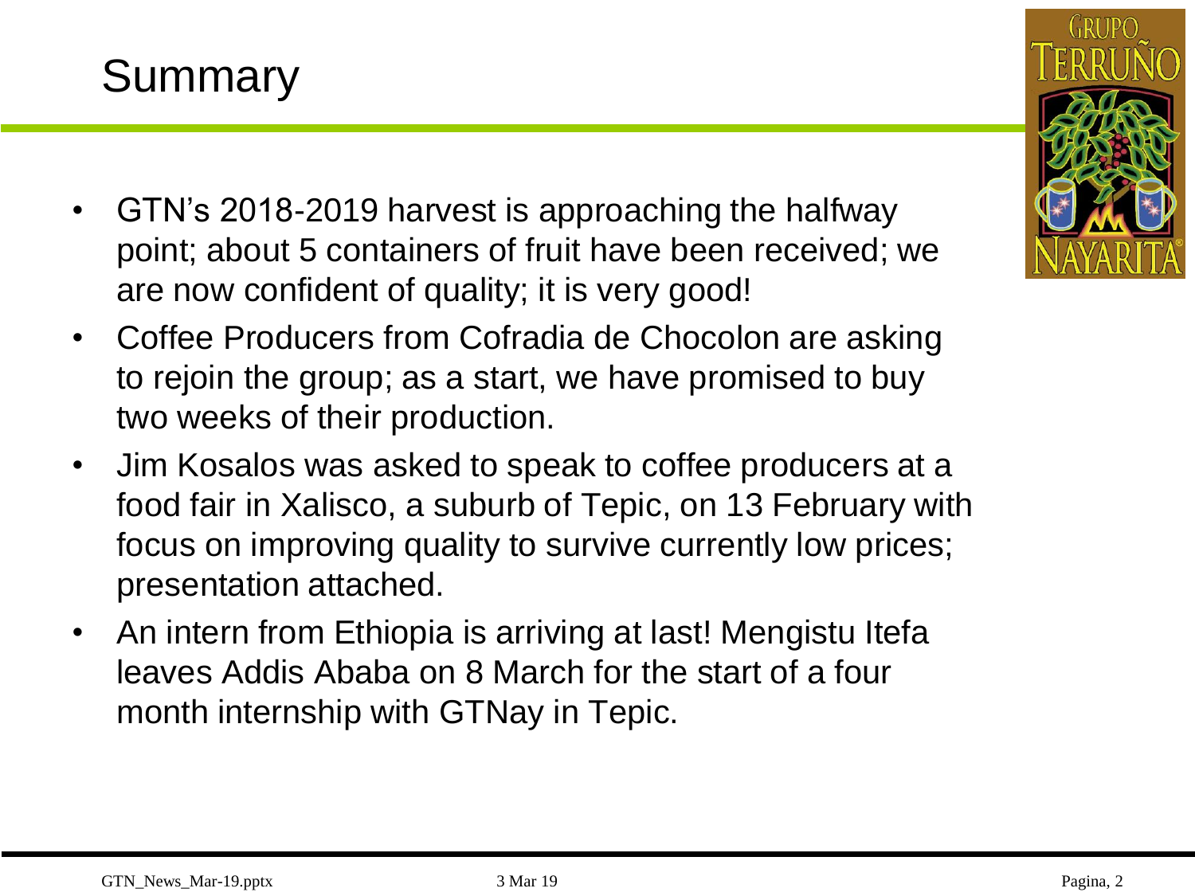# Summary

- GTN's 2018-2019 harvest is approaching the halfway point; about 5 containers of fruit have been received; we are now confident of quality; it is very good!
- Coffee Producers from Cofradia de Chocolon are asking to rejoin the group; as a start, we have promised to buy two weeks of their production.
- Jim Kosalos was asked to speak to coffee producers at a food fair in Xalisco, a suburb of Tepic, on 13 February with focus on improving quality to survive currently low prices; presentation attached.
- An intern from Ethiopia is arriving at last! Mengistu Itefa leaves Addis Ababa on 8 March for the start of a four month internship with GTNay in Tepic.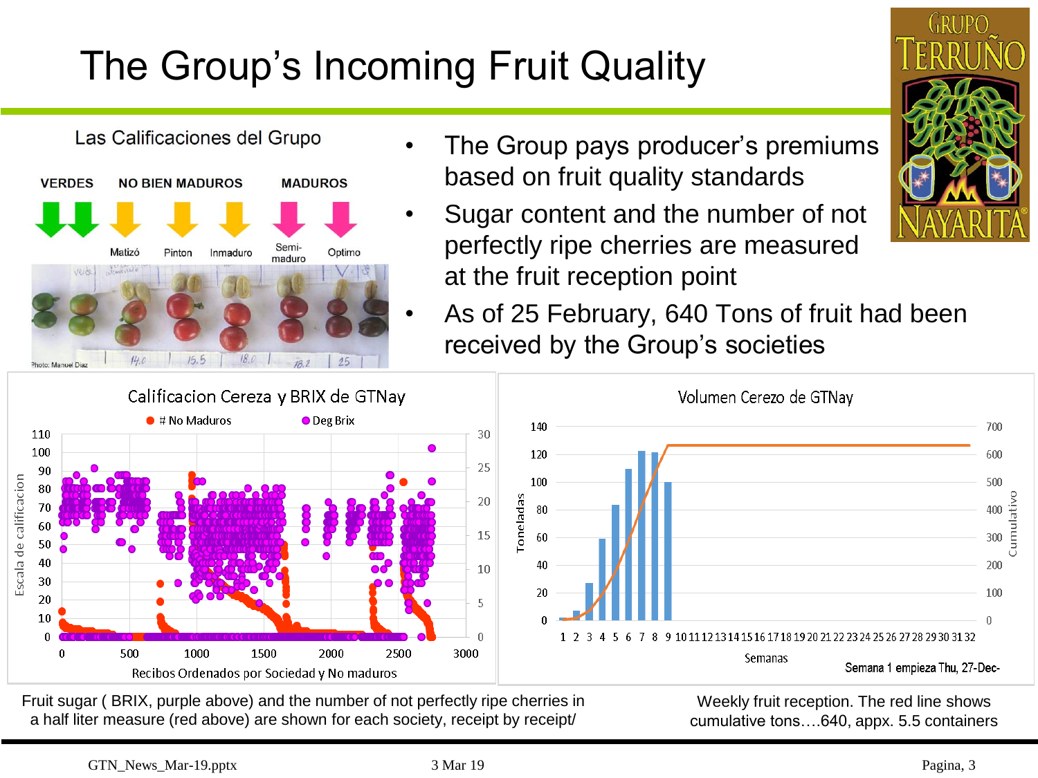# The Group's Incoming Fruit Quality

Las Calificaciones del Grupo

VERDES | NO BIEN MADUROS | MADUROS

Matizó | Pinton | Inmaduro | Semi-maduro | Optimo

Photo: Manuel Diaz

- The Group pays producer's premiums based on fruit quality standards
- Sugar content and the number of not perfectly ripe cherries are measured at the fruit reception point
- As of 25 February, 640 Tons of fruit had been received by the Group's societies

Fruit sugar ( BRIX, purple above) and the number of not perfectly ripe cherries in a half liter measure (red above) are shown for each society, receipt by receipt/

Weekly fruit reception. The red line shows cumulative tons….640, appx. 5.5 containers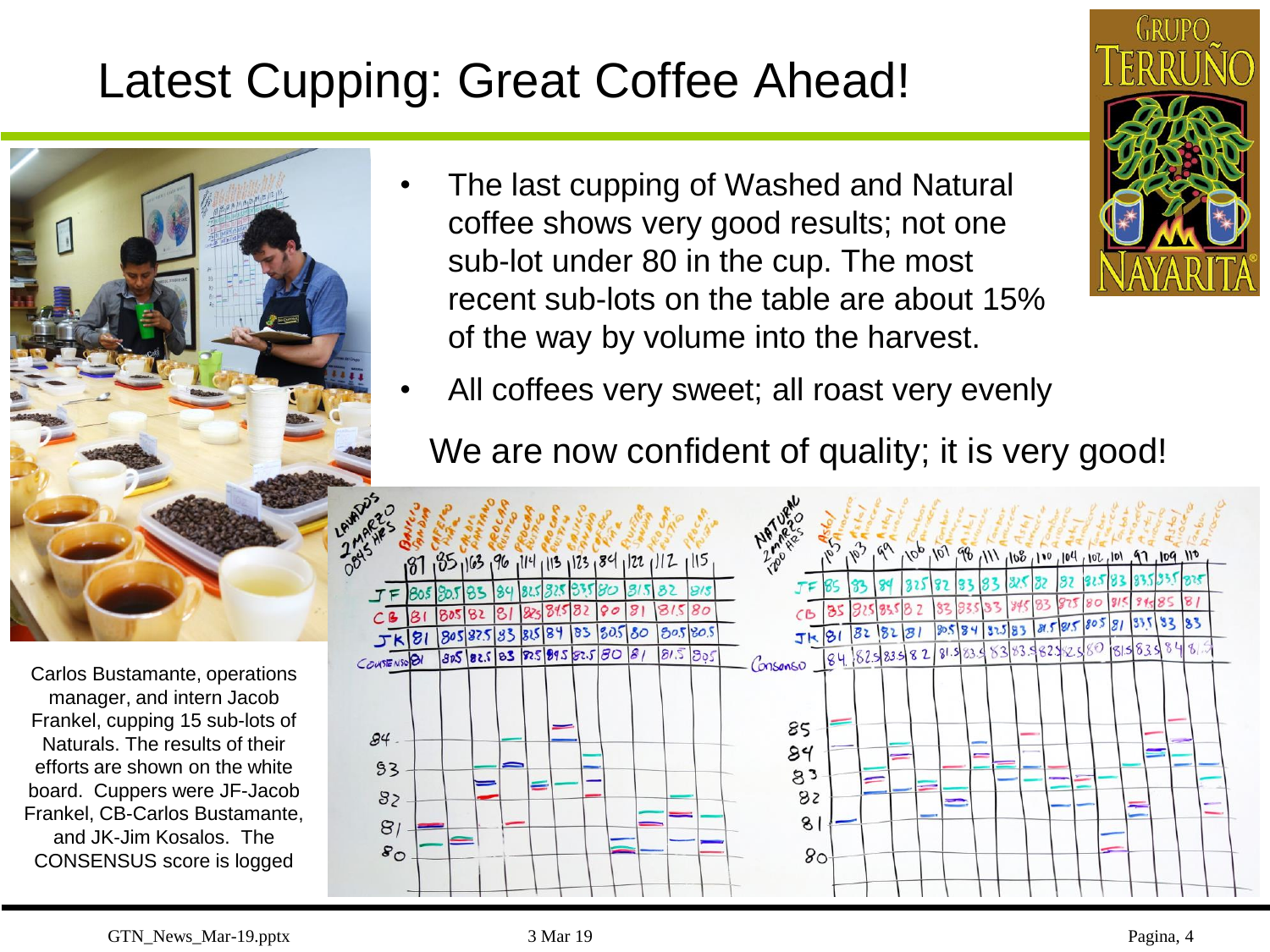# Latest Cupping: Great Coffee Ahead!

- The last cupping of Washed and Natural coffee shows very good results; not one sub-lot under 80 in the cup. The most recent sub-lots on the table are about 15% of the way by volume into the harvest.
- All coffees very sweet; all roast very evenly

We are now confident of quality; it is very good!

Carlos Bustamante, operations manager, and intern Jacob Frankel, cupping 15 sub-lots of Naturals. The results of their efforts are shown on the white board. Cuppers were JF-Jacob Frankel, CB-Carlos Bustamante, and JK-Jim Kosalos. The CONSENSUS score is logged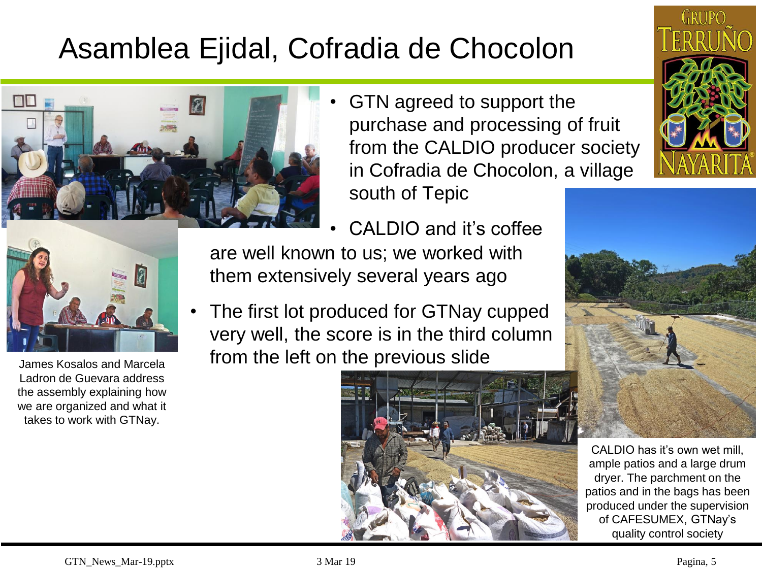# Asamblea Ejidal, Cofradia de Chocolon

- GTN agreed to support the purchase and processing of fruit from the CALDIO producer society in Cofradia de Chocolon, a village south of Tepic
- CALDIO and it's coffee are well known to us; we worked with them extensively several years ago
- The first lot produced for GTNay cupped very well, the score is in the third column from the left on the previous slide

James Kosalos and Marcela Ladron de Guevara address the assembly explaining how we are organized and what it takes to work with GTNay.

CALDIO has it's own wet mill, ample patios and a large drum dryer. The parchment on the patios and in the bags has been produced under the supervision of CAFESUMEX, GTNay's quality control society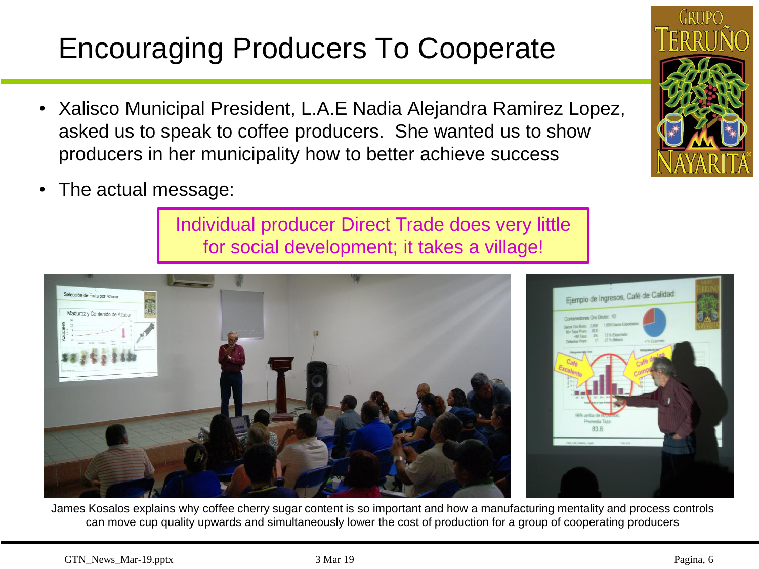# Encouraging Producers To Cooperate

- Xalisco Municipal President, L.A.E Nadia Alejandra Ramirez Lopez, asked us to speak to coffee producers. She wanted us to show producers in her municipality how to better achieve success
- The actual message:

Individual producer Direct Trade does very little for social development; it takes a village!

James Kosalos explains why coffee cherry sugar content is so important and how a manufacturing mentality and process controls can move cup quality upwards and simultaneously lower the cost of production for a group of cooperating producers